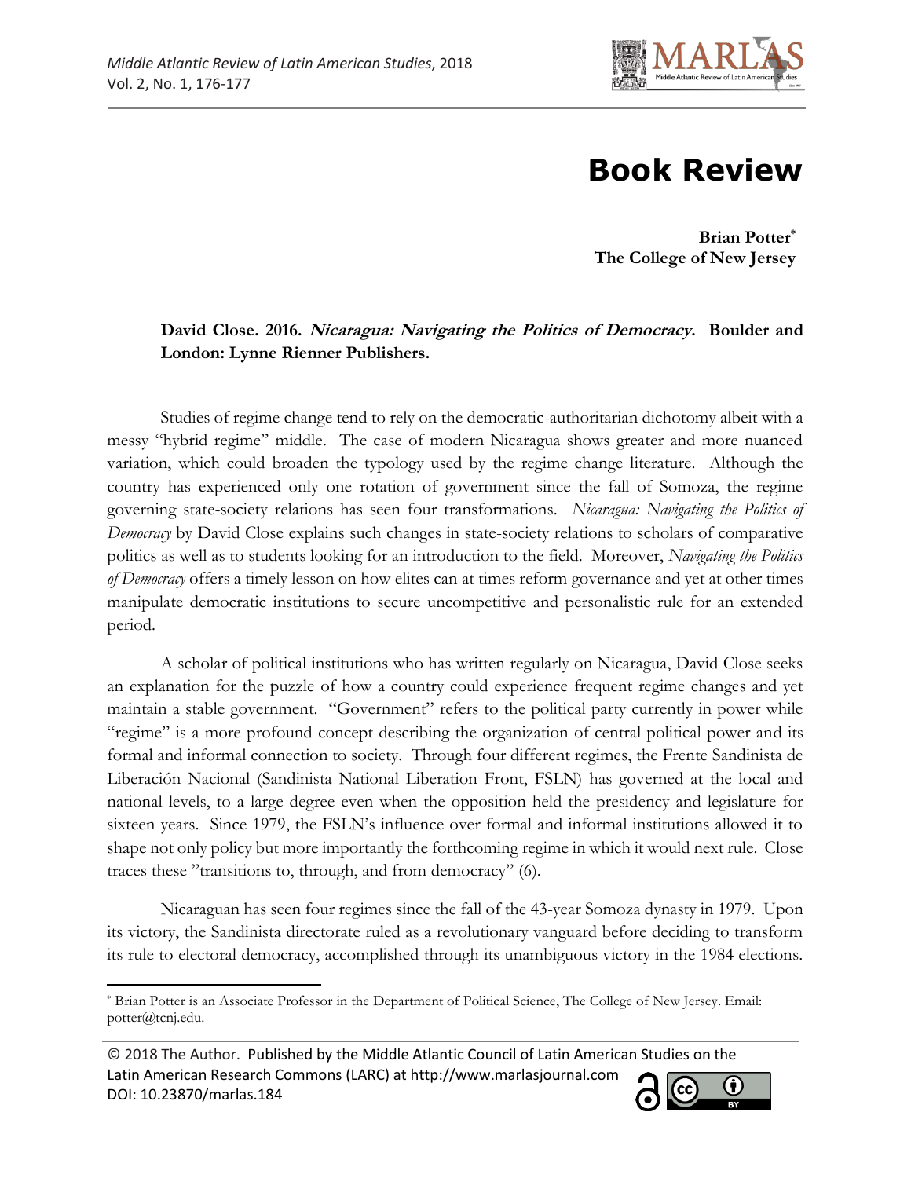# Book Review

**Brian Potter[*]**
**The College of New Jersey**

**David Close. 2016. *Nicaragua: Navigating the Politics of Democracy*. Boulder and London: Lynne Rienner Publishers.**

Studies of regime change tend to rely on the democratic-authoritarian dichotomy albeit with a messy "hybrid regime" middle. The case of modern Nicaragua shows greater and more nuanced variation, which could broaden the typology used by the regime change literature. Although the country has experienced only one rotation of government since the fall of Somoza, the regime governing state-society relations has seen four transformations. *Nicaragua: Navigating the Politics of Democracy* by David Close explains such changes in state-society relations to scholars of comparative politics as well as to students looking for an introduction to the field. Moreover, *Navigating the Politics of Democracy* offers a timely lesson on how elites can at times reform governance and yet at other times manipulate democratic institutions to secure uncompetitive and personalistic rule for an extended period.

A scholar of political institutions who has written regularly on Nicaragua, David Close seeks an explanation for the puzzle of how a country could experience frequent regime changes and yet maintain a stable government. "Government" refers to the political party currently in power while "regime" is a more profound concept describing the organization of central political power and its formal and informal connection to society. Through four different regimes, the Frente Sandinista de Liberación Nacional (Sandinista National Liberation Front, FSLN) has governed at the local and national levels, to a large degree even when the opposition held the presidency and legislature for sixteen years. Since 1979, the FSLN's influence over formal and informal institutions allowed it to shape not only policy but more importantly the forthcoming regime in which it would next rule. Close traces these "transitions to, through, and from democracy" (6).

Nicaraguan has seen four regimes since the fall of the 43-year Somoza dynasty in 1979. Upon its victory, the Sandinista directorate ruled as a revolutionary vanguard before deciding to transform its rule to electoral democracy, accomplished through its unambiguous victory in the 1984 elections.

---

[*] Brian Potter is an Associate Professor in the Department of Political Science, The College of New Jersey. Email: potter@tcnj.edu.

© 2018 The Author. Published by the Middle Atlantic Council of Latin American Studies on the Latin American Research Commons (LARC) at http://www.marlasjournal.com
DOI: 10.23870/marlas.184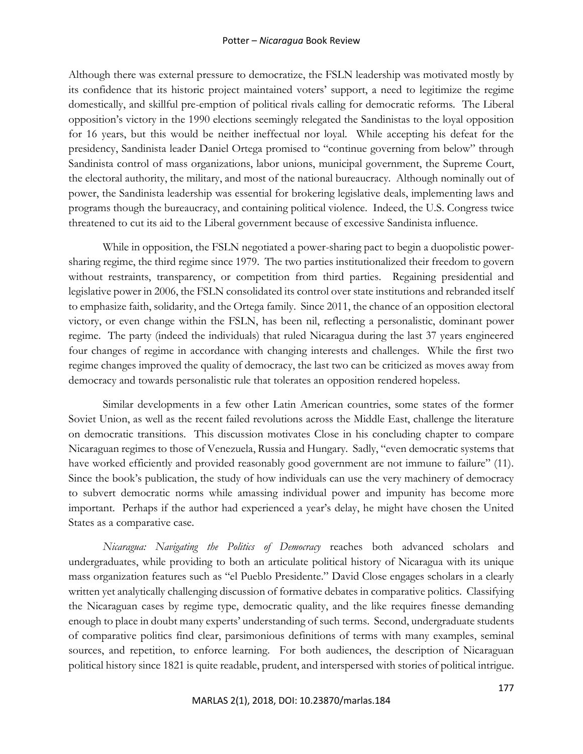Although there was external pressure to democratize, the FSLN leadership was motivated mostly by its confidence that its historic project maintained voters' support, a need to legitimize the regime domestically, and skillful pre-emption of political rivals calling for democratic reforms. The Liberal opposition's victory in the 1990 elections seemingly relegated the Sandinistas to the loyal opposition for 16 years, but this would be neither ineffectual nor loyal. While accepting his defeat for the presidency, Sandinista leader Daniel Ortega promised to "continue governing from below" through Sandinista control of mass organizations, labor unions, municipal government, the Supreme Court, the electoral authority, the military, and most of the national bureaucracy. Although nominally out of power, the Sandinista leadership was essential for brokering legislative deals, implementing laws and programs though the bureaucracy, and containing political violence. Indeed, the U.S. Congress twice threatened to cut its aid to the Liberal government because of excessive Sandinista influence.

While in opposition, the FSLN negotiated a power-sharing pact to begin a duopolistic power-sharing regime, the third regime since 1979. The two parties institutionalized their freedom to govern without restraints, transparency, or competition from third parties. Regaining presidential and legislative power in 2006, the FSLN consolidated its control over state institutions and rebranded itself to emphasize faith, solidarity, and the Ortega family. Since 2011, the chance of an opposition electoral victory, or even change within the FSLN, has been nil, reflecting a personalistic, dominant power regime. The party (indeed the individuals) that ruled Nicaragua during the last 37 years engineered four changes of regime in accordance with changing interests and challenges. While the first two regime changes improved the quality of democracy, the last two can be criticized as moves away from democracy and towards personalistic rule that tolerates an opposition rendered hopeless.

Similar developments in a few other Latin American countries, some states of the former Soviet Union, as well as the recent failed revolutions across the Middle East, challenge the literature on democratic transitions. This discussion motivates Close in his concluding chapter to compare Nicaraguan regimes to those of Venezuela, Russia and Hungary. Sadly, "even democratic systems that have worked efficiently and provided reasonably good government are not immune to failure" (11). Since the book's publication, the study of how individuals can use the very machinery of democracy to subvert democratic norms while amassing individual power and impunity has become more important. Perhaps if the author had experienced a year's delay, he might have chosen the United States as a comparative case.

*Nicaragua: Navigating the Politics of Democracy* reaches both advanced scholars and undergraduates, while providing to both an articulate political history of Nicaragua with its unique mass organization features such as "el Pueblo Presidente." David Close engages scholars in a clearly written yet analytically challenging discussion of formative debates in comparative politics. Classifying the Nicaraguan cases by regime type, democratic quality, and the like requires finesse demanding enough to place in doubt many experts' understanding of such terms. Second, undergraduate students of comparative politics find clear, parsimonious definitions of terms with many examples, seminal sources, and repetition, to enforce learning. For both audiences, the description of Nicaraguan political history since 1821 is quite readable, prudent, and interspersed with stories of political intrigue.